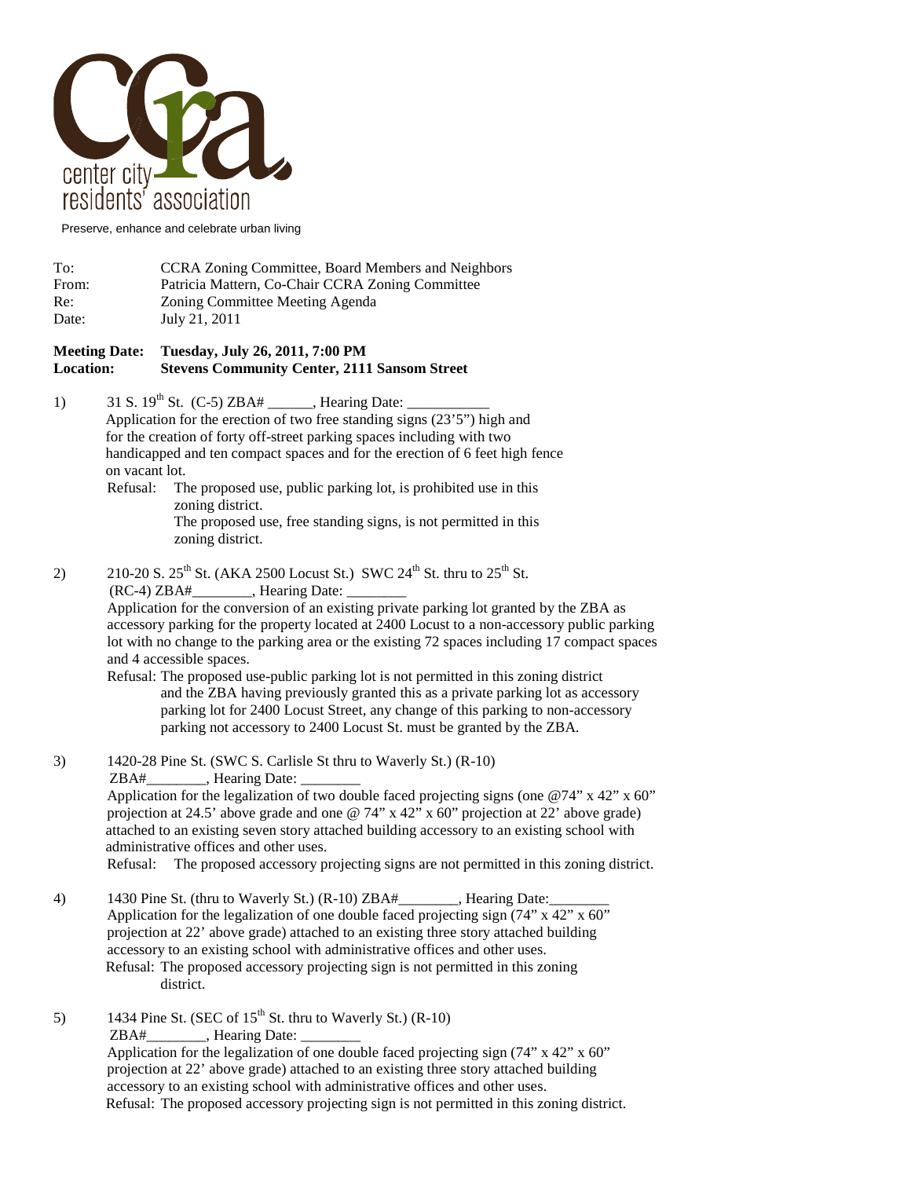center city residents' association

Preserve, enhance and celebrate urban living

To: CCRA Zoning Committee, Board Members and Neighbors
From: Patricia Mattern, Co-Chair CCRA Zoning Committee
Re: Zoning Committee Meeting Agenda
Date: July 21, 2011

**Meeting Date: Tuesday, July 26, 2011, 7:00 PM**
**Location: Stevens Community Center, 2111 Sansom Street**

1) 31 S. 19th St. (C-5) ZBA# ______, Hearing Date: ___________
Application for the erection of two free standing signs (23'5") high and for the creation of forty off-street parking spaces including with two handicapped and ten compact spaces and for the erection of 6 feet high fence on vacant lot.
Refusal: The proposed use, public parking lot, is prohibited use in this zoning district.
The proposed use, free standing signs, is not permitted in this zoning district.

2) 210-20 S. 25th St. (AKA 2500 Locust St.) SWC 24th St. thru to 25th St. (RC-4) ZBA#________, Hearing Date: ________
Application for the conversion of an existing private parking lot granted by the ZBA as accessory parking for the property located at 2400 Locust to a non-accessory public parking lot with no change to the parking area or the existing 72 spaces including 17 compact spaces and 4 accessible spaces.
Refusal: The proposed use-public parking lot is not permitted in this zoning district and the ZBA having previously granted this as a private parking lot as accessory parking lot for 2400 Locust Street, any change of this parking to non-accessory parking not accessory to 2400 Locust St. must be granted by the ZBA.

3) 1420-28 Pine St. (SWC S. Carlisle St thru to Waverly St.) (R-10) ZBA#________, Hearing Date: ________
Application for the legalization of two double faced projecting signs (one @74" x 42" x 60" projection at 24.5' above grade and one @ 74" x 42" x 60" projection at 22' above grade) attached to an existing seven story attached building accessory to an existing school with administrative offices and other uses.
Refusal: The proposed accessory projecting signs are not permitted in this zoning district.

4) 1430 Pine St. (thru to Waverly St.) (R-10) ZBA#________, Hearing Date:________
Application for the legalization of one double faced projecting sign (74" x 42" x 60" projection at 22' above grade) attached to an existing three story attached building accessory to an existing school with administrative offices and other uses.
Refusal: The proposed accessory projecting sign is not permitted in this zoning district.

5) 1434 Pine St. (SEC of 15th St. thru to Waverly St.) (R-10) ZBA#________, Hearing Date: ________
Application for the legalization of one double faced projecting sign (74" x 42" x 60" projection at 22' above grade) attached to an existing three story attached building accessory to an existing school with administrative offices and other uses.
Refusal: The proposed accessory projecting sign is not permitted in this zoning district.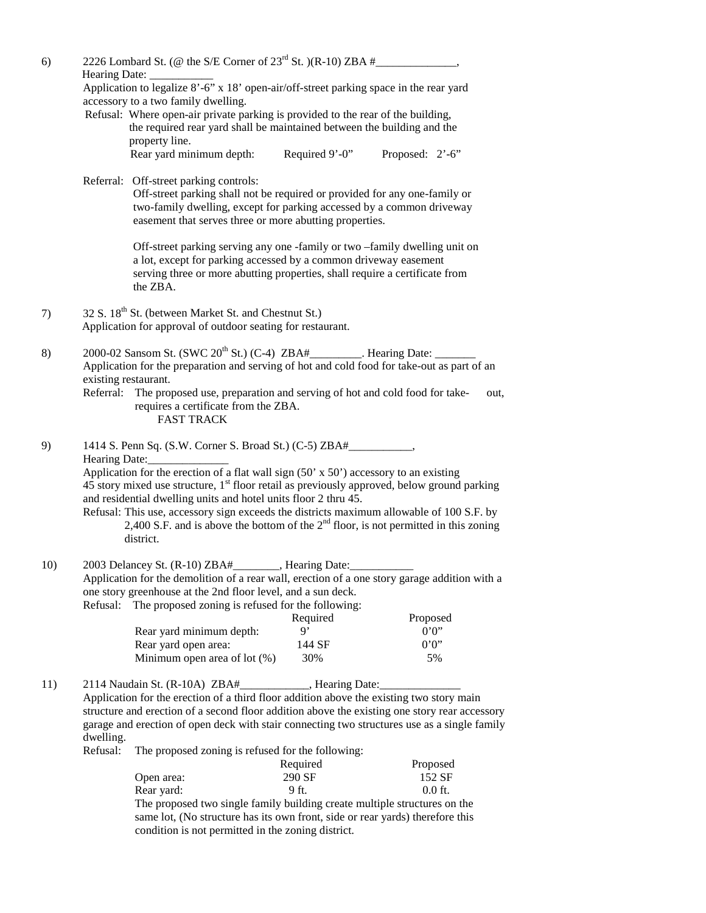6) 2226 Lombard St. (@ the S/E Corner of 23rd St. )(R-10) ZBA #______________, Hearing Date: ___________

Application to legalize 8'-6" x 18' open-air/off-street parking space in the rear yard accessory to a two family dwelling.

Refusal: Where open-air private parking is provided to the rear of the building, the required rear yard shall be maintained between the building and the property line.

Rear yard minimum depth: Required 9'-0" Proposed: 2'-6"

Referral: Off-street parking controls:

Off-street parking shall not be required or provided for any one-family or two-family dwelling, except for parking accessed by a common driveway easement that serves three or more abutting properties.

Off-street parking serving any one -family or two –family dwelling unit on a lot, except for parking accessed by a common driveway easement serving three or more abutting properties, shall require a certificate from the ZBA.

7) 32 S. 18th St. (between Market St. and Chestnut St.)

Application for approval of outdoor seating for restaurant.

8) 2000-02 Sansom St. (SWC 20th St.) (C-4) ZBA#_________. Hearing Date: _______

Application for the preparation and serving of hot and cold food for take-out as part of an existing restaurant.

Referral: The proposed use, preparation and serving of hot and cold food for take- out, requires a certificate from the ZBA.

FAST TRACK

9) 1414 S. Penn Sq. (S.W. Corner S. Broad St.) (C-5) ZBA#___________, Hearing Date:______________

Application for the erection of a flat wall sign (50' x 50') accessory to an existing 45 story mixed use structure, 1st floor retail as previously approved, below ground parking and residential dwelling units and hotel units floor 2 thru 45.

Refusal: This use, accessory sign exceeds the districts maximum allowable of 100 S.F. by 2,400 S.F. and is above the bottom of the 2nd floor, is not permitted in this zoning district.

10) 2003 Delancey St. (R-10) ZBA#________, Hearing Date:___________

Application for the demolition of a rear wall, erection of a one story garage addition with a one story greenhouse at the 2nd floor level, and a sun deck.

Refusal: The proposed zoning is refused for the following:

| | Required | Proposed |
|---|---|---|
| Rear yard minimum depth: | 9' | 0'0" |
| Rear yard open area: | 144 SF | 0'0" |
| Minimum open area of lot (%) | 30% | 5% |

11) 2114 Naudain St. (R-10A) ZBA#____________, Hearing Date:______________

Application for the erection of a third floor addition above the existing two story main structure and erection of a second floor addition above the existing one story rear accessory garage and erection of open deck with stair connecting two structures use as a single family dwelling.

Refusal: The proposed zoning is refused for the following:

| | Required | Proposed |
|---|---|---|
| Open area: | 290 SF | 152 SF |
| Rear yard: | 9 ft. | 0.0 ft. |

The proposed two single family building create multiple structures on the same lot, (No structure has its own front, side or rear yards) therefore this condition is not permitted in the zoning district.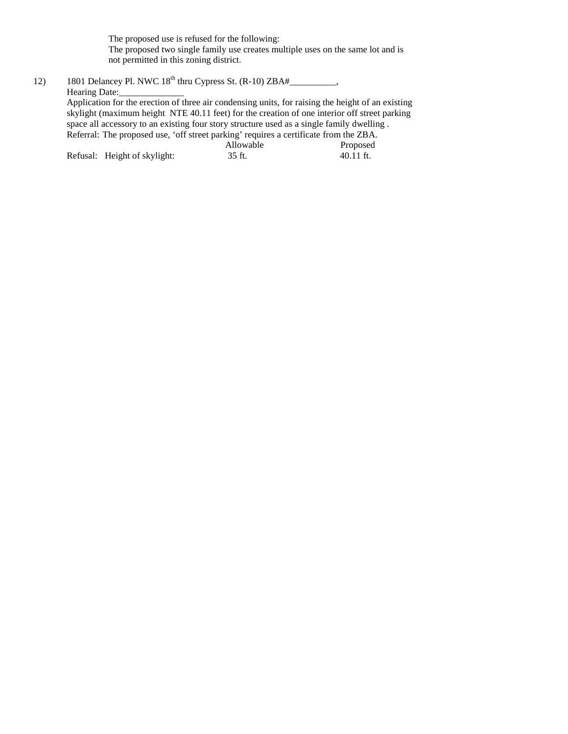The proposed use is refused for the following:
The proposed two single family use creates multiple uses on the same lot and is not permitted in this zoning district.

12) 1801 Delancey Pl. NWC 18th thru Cypress St. (R-10) ZBA#__________,
Hearing Date:______________
Application for the erection of three air condensing units, for raising the height of an existing skylight (maximum height NTE 40.11 feet) for the creation of one interior off street parking space all accessory to an existing four story structure used as a single family dwelling .
Referral: The proposed use, 'off street parking' requires a certificate from the ZBA.

| | Allowable | Proposed |
|---|---|---|
| Refusal: Height of skylight: | 35 ft. | 40.11 ft. |